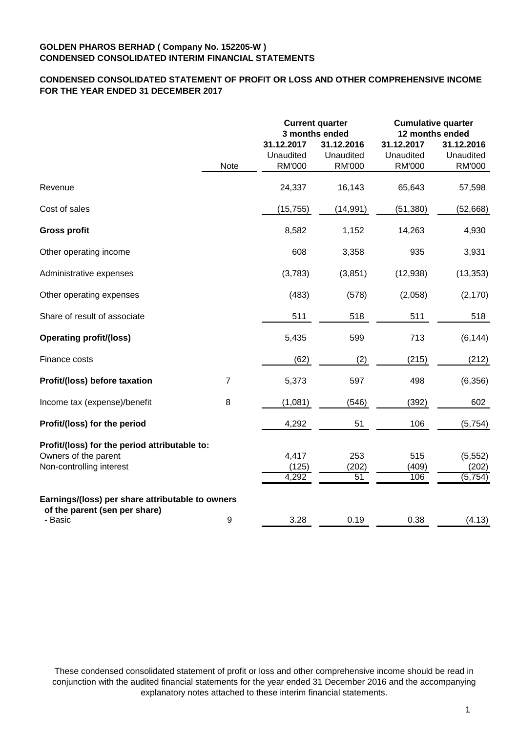**GOLDEN PHAROS BERHAD ( Company No. 152205-W )**
**CONDENSED CONSOLIDATED INTERIM FINANCIAL STATEMENTS**

**CONDENSED CONSOLIDATED STATEMENT OF PROFIT OR LOSS AND OTHER COMPREHENSIVE INCOME FOR THE YEAR ENDED 31 DECEMBER 2017**

| | | **Current quarter 3 months ended** | | **Cumulative quarter 12 months ended** | |
|---|---|---|---|---|---|
| | Note | **31.12.2017** Unaudited RM'000 | **31.12.2016** Unaudited RM'000 | **31.12.2017** Unaudited RM'000 | **31.12.2016** Unaudited RM'000 |
| Revenue | | 24,337 | 16,143 | 65,643 | 57,598 |
| Cost of sales | | (15,755) | (14,991) | (51,380) | (52,668) |
| **Gross profit** | | 8,582 | 1,152 | 14,263 | 4,930 |
| Other operating income | | 608 | 3,358 | 935 | 3,931 |
| Administrative expenses | | (3,783) | (3,851) | (12,938) | (13,353) |
| Other operating expenses | | (483) | (578) | (2,058) | (2,170) |
| Share of result of associate | | 511 | 518 | 511 | 518 |
| **Operating profit/(loss)** | | 5,435 | 599 | 713 | (6,144) |
| Finance costs | | (62) | (2) | (215) | (212) |
| **Profit/(loss) before taxation** | 7 | 5,373 | 597 | 498 | (6,356) |
| Income tax (expense)/benefit | 8 | (1,081) | (546) | (392) | 602 |
| **Profit/(loss) for the period** | | 4,292 | 51 | 106 | (5,754) |
| **Profit/(loss) for the period attributable to:** | | | | | |
| Owners of the parent | | 4,417 | 253 | 515 | (5,552) |
| Non-controlling interest | | (125) | (202) | (409) | (202) |
| | | 4,292 | 51 | 106 | (5,754) |
| **Earnings/(loss) per share attributable to owners of the parent (sen per share)** | | | | | |
| - Basic | 9 | 3.28 | 0.19 | 0.38 | (4.13) |

These condensed consolidated statement of profit or loss and other comprehensive income should be read in conjunction with the audited financial statements for the year ended 31 December 2016 and the accompanying explanatory notes attached to these interim financial statements.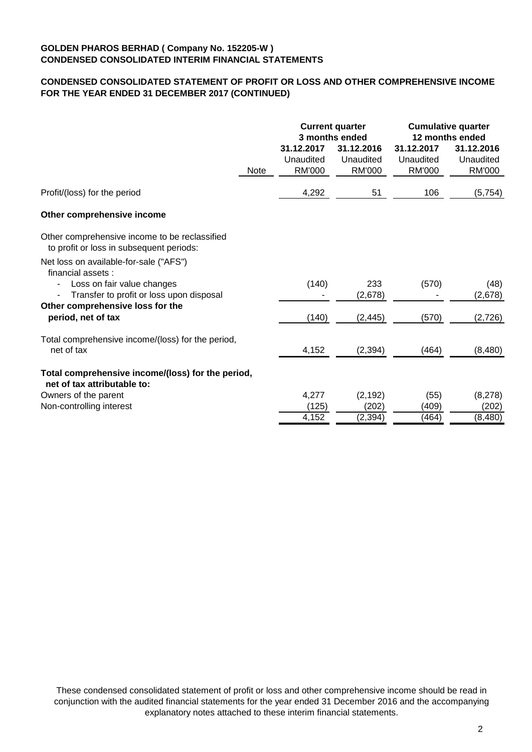**GOLDEN PHAROS BERHAD ( Company No. 152205-W )**
**CONDENSED CONSOLIDATED INTERIM FINANCIAL STATEMENTS**

**CONDENSED CONSOLIDATED STATEMENT OF PROFIT OR LOSS AND OTHER COMPREHENSIVE INCOME FOR THE YEAR ENDED 31 DECEMBER 2017 (CONTINUED)**

| | Note | Current quarter 3 months ended | | Cumulative quarter 12 months ended | |
|---|---|---|---|---|---|
| | | 31.12.2017 Unaudited RM'000 | 31.12.2016 Unaudited RM'000 | 31.12.2017 Unaudited RM'000 | 31.12.2016 Unaudited RM'000 |
| Profit/(loss) for the period | | 4,292 | 51 | 106 | (5,754) |
| **Other comprehensive income** | | | | | |
| Other comprehensive income to be reclassified to profit or loss in subsequent periods: | | | | | |
| Net loss on available-for-sale ("AFS") financial assets : | | | | | |
| - Loss on fair value changes | | (140) | 233 | (570) | (48) |
| - Transfer to profit or loss upon disposal | | - | (2,678) | - | (2,678) |
| **Other comprehensive loss for the period, net of tax** | | (140) | (2,445) | (570) | (2,726) |
| Total comprehensive income/(loss) for the period, net of tax | | 4,152 | (2,394) | (464) | (8,480) |
| **Total comprehensive income/(loss) for the period, net of tax attributable to:** | | | | | |
| Owners of the parent | | 4,277 | (2,192) | (55) | (8,278) |
| Non-controlling interest | | (125) | (202) | (409) | (202) |
| | | 4,152 | (2,394) | (464) | (8,480) |

These condensed consolidated statement of profit or loss and other comprehensive income should be read in conjunction with the audited financial statements for the year ended 31 December 2016 and the accompanying explanatory notes attached to these interim financial statements.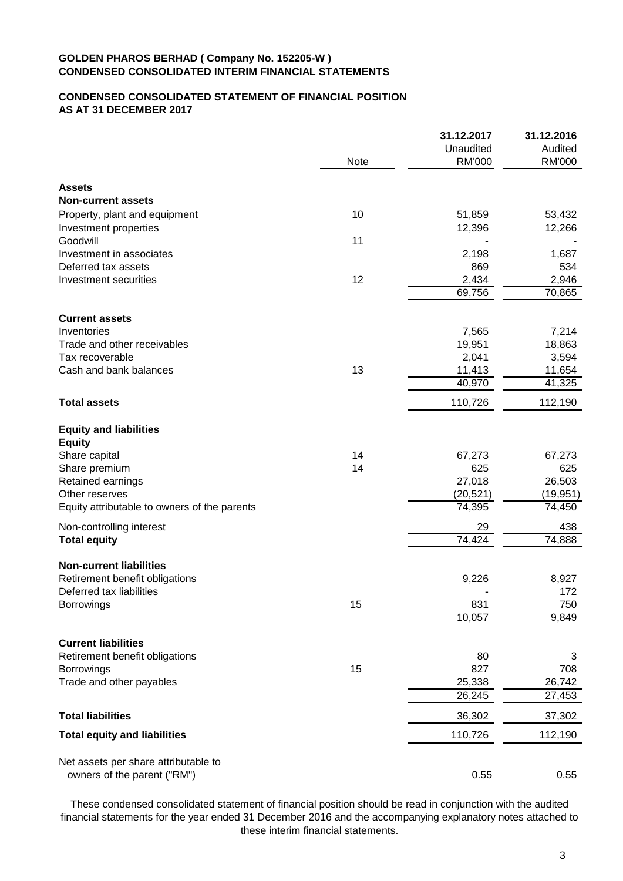**GOLDEN PHAROS BERHAD ( Company No. 152205-W )**
**CONDENSED CONSOLIDATED INTERIM FINANCIAL STATEMENTS**

**CONDENSED CONSOLIDATED STATEMENT OF FINANCIAL POSITION**
**AS AT 31 DECEMBER 2017**

| | Note | 31.12.2017 Unaudited RM'000 | 31.12.2016 Audited RM'000 |
|---|---|---|---|
| **Assets** | | | |
| **Non-current assets** | | | |
| Property, plant and equipment | 10 | 51,859 | 53,432 |
| Investment properties | | 12,396 | 12,266 |
| Goodwill | 11 | - | - |
| Investment in associates | | 2,198 | 1,687 |
| Deferred tax assets | | 869 | 534 |
| Investment securities | 12 | 2,434 | 2,946 |
| | | 69,756 | 70,865 |
| **Current assets** | | | |
| Inventories | | 7,565 | 7,214 |
| Trade and other receivables | | 19,951 | 18,863 |
| Tax recoverable | | 2,041 | 3,594 |
| Cash and bank balances | 13 | 11,413 | 11,654 |
| | | 40,970 | 41,325 |
| **Total assets** | | 110,726 | 112,190 |
| **Equity and liabilities** | | | |
| **Equity** | | | |
| Share capital | 14 | 67,273 | 67,273 |
| Share premium | 14 | 625 | 625 |
| Retained earnings | | 27,018 | 26,503 |
| Other reserves | | (20,521) | (19,951) |
| Equity attributable to owners of the parents | | 74,395 | 74,450 |
| Non-controlling interest | | 29 | 438 |
| **Total equity** | | 74,424 | 74,888 |
| **Non-current liabilities** | | | |
| Retirement benefit obligations | | 9,226 | 8,927 |
| Deferred tax liabilities | | - | 172 |
| Borrowings | 15 | 831 | 750 |
| | | 10,057 | 9,849 |
| **Current liabilities** | | | |
| Retirement benefit obligations | | 80 | 3 |
| Borrowings | 15 | 827 | 708 |
| Trade and other payables | | 25,338 | 26,742 |
| | | 26,245 | 27,453 |
| **Total liabilities** | | 36,302 | 37,302 |
| **Total equity and liabilities** | | 110,726 | 112,190 |
| Net assets per share attributable to owners of the parent ("RM") | | 0.55 | 0.55 |

These condensed consolidated statement of financial position should be read in conjunction with the audited financial statements for the year ended 31 December 2016 and the accompanying explanatory notes attached to these interim financial statements.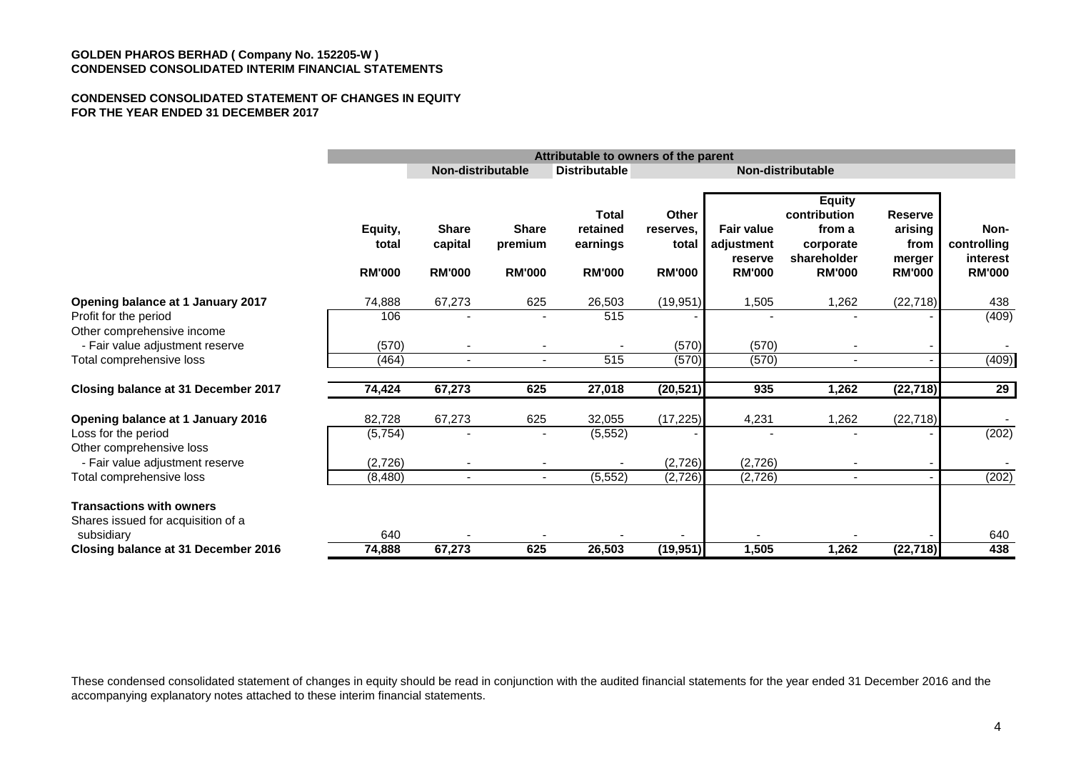**GOLDEN PHAROS BERHAD ( Company No. 152205-W )**
**CONDENSED CONSOLIDATED INTERIM FINANCIAL STATEMENTS**

**CONDENSED CONSOLIDATED STATEMENT OF CHANGES IN EQUITY**
**FOR THE YEAR ENDED 31 DECEMBER 2017**

| | Attributable to owners of the parent | | | | | | | | |
|---|---|---|---|---|---|---|---|---|---|
| | | Non-distributable | | Distributable | Non-distributable | | | | |
| | Equity, total | Share capital | Share premium | Total retained earnings | Other reserves, total | Fair value adjustment reserve | Equity contribution from a corporate shareholder | Reserve arising from merger | Non-controlling interest |
| | RM'000 | RM'000 | RM'000 | RM'000 | RM'000 | RM'000 | RM'000 | RM'000 | RM'000 |
| **Opening balance at 1 January 2017** | 74,888 | 67,273 | 625 | 26,503 | (19,951) | 1,505 | 1,262 | (22,718) | 438 |
| Profit for the period | 106 | - | - | 515 | - | - | - | - | (409) |
| Other comprehensive income | | | | | | | | | |
| - Fair value adjustment reserve | (570) | - | - | - | (570) | (570) | - | - | - |
| Total comprehensive loss | (464) | - | - | 515 | (570) | (570) | - | - | (409) |
| **Closing balance at 31 December 2017** | **74,424** | **67,273** | **625** | **27,018** | **(20,521)** | **935** | **1,262** | **(22,718)** | **29** |
| **Opening balance at 1 January 2016** | 82,728 | 67,273 | 625 | 32,055 | (17,225) | 4,231 | 1,262 | (22,718) | - |
| Loss for the period | (5,754) | - | - | (5,552) | - | - | - | - | (202) |
| Other comprehensive loss | | | | | | | | | |
| - Fair value adjustment reserve | (2,726) | - | - | - | (2,726) | (2,726) | - | - | - |
| Total comprehensive loss | (8,480) | - | - | (5,552) | (2,726) | (2,726) | - | - | (202) |
| **Transactions with owners** | | | | | | | | | |
| Shares issued for acquisition of a subsidiary | 640 | - | - | - | - | - | - | - | 640 |
| **Closing balance at 31 December 2016** | **74,888** | **67,273** | **625** | **26,503** | **(19,951)** | **1,505** | **1,262** | **(22,718)** | **438** |

These condensed consolidated statement of changes in equity should be read in conjunction with the audited financial statements for the year ended 31 December 2016 and the accompanying explanatory notes attached to these interim financial statements.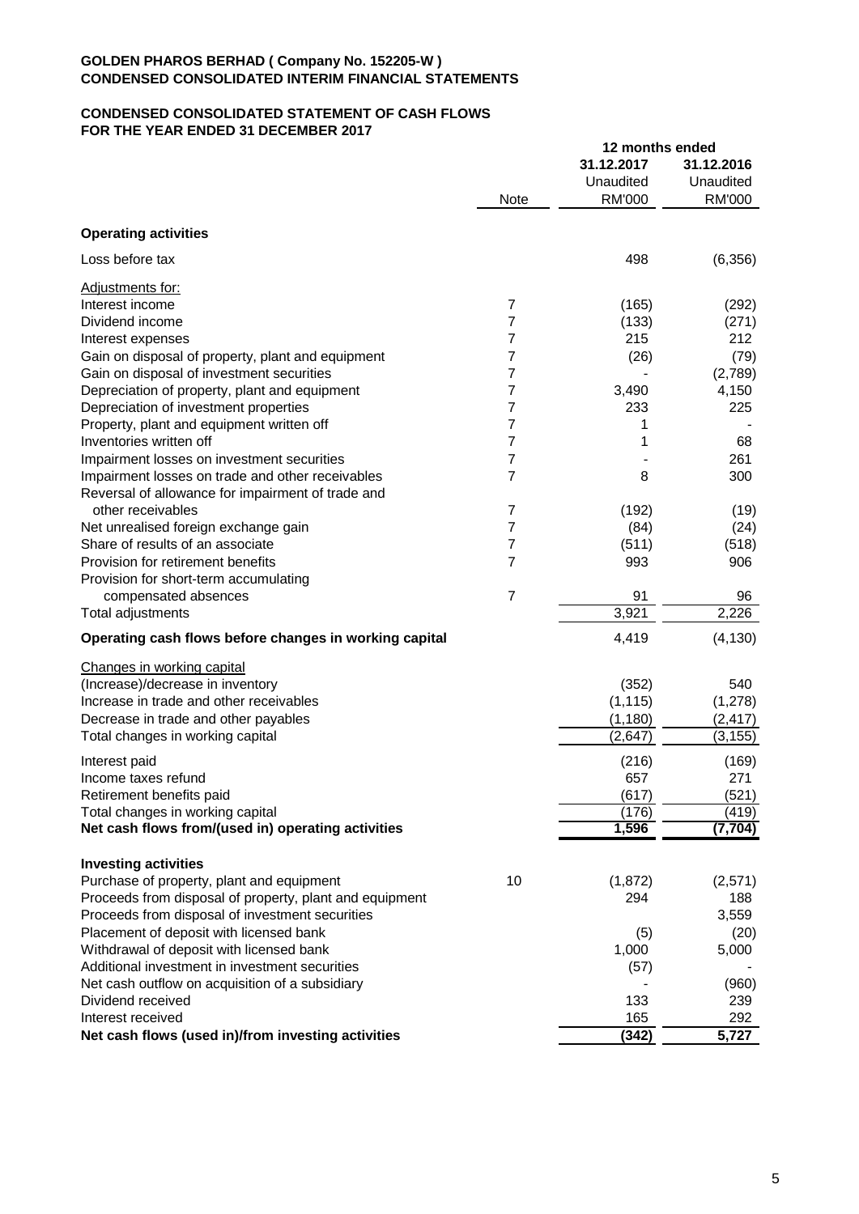**GOLDEN PHAROS BERHAD ( Company No. 152205-W )**
**CONDENSED CONSOLIDATED INTERIM FINANCIAL STATEMENTS**

**CONDENSED CONSOLIDATED STATEMENT OF CASH FLOWS**
**FOR THE YEAR ENDED 31 DECEMBER 2017**

| | Note | 12 months ended | |
|---|---|---|---|
| | | **31.12.2017** | **31.12.2016** |
| | | Unaudited | Unaudited |
| | | RM'000 | RM'000 |
| **Operating activities** | | | |
| Loss before tax | | 498 | (6,356) |
| Adjustments for: | | | |
| Interest income | 7 | (165) | (292) |
| Dividend income | 7 | (133) | (271) |
| Interest expenses | 7 | 215 | 212 |
| Gain on disposal of property, plant and equipment | 7 | (26) | (79) |
| Gain on disposal of investment securities | 7 | - | (2,789) |
| Depreciation of property, plant and equipment | 7 | 3,490 | 4,150 |
| Depreciation of investment properties | 7 | 233 | 225 |
| Property, plant and equipment written off | 7 | 1 | - |
| Inventories written off | 7 | 1 | 68 |
| Impairment losses on investment securities | 7 | - | 261 |
| Impairment losses on trade and other receivables | 7 | 8 | 300 |
| Reversal of allowance for impairment of trade and other receivables | 7 | (192) | (19) |
| Net unrealised foreign exchange gain | 7 | (84) | (24) |
| Share of results of an associate | 7 | (511) | (518) |
| Provision for retirement benefits | 7 | 993 | 906 |
| Provision for short-term accumulating compensated absences | 7 | 91 | 96 |
| Total adjustments | | 3,921 | 2,226 |
| **Operating cash flows before changes in working capital** | | 4,419 | (4,130) |
| Changes in working capital | | | |
| (Increase)/decrease in inventory | | (352) | 540 |
| Increase in trade and other receivables | | (1,115) | (1,278) |
| Decrease in trade and other payables | | (1,180) | (2,417) |
| Total changes in working capital | | (2,647) | (3,155) |
| Interest paid | | (216) | (169) |
| Income taxes refund | | 657 | 271 |
| Retirement benefits paid | | (617) | (521) |
| Total changes in working capital | | (176) | (419) |
| **Net cash flows from/(used in) operating activities** | | **1,596** | **(7,704)** |
| **Investing activities** | | | |
| Purchase of property, plant and equipment | 10 | (1,872) | (2,571) |
| Proceeds from disposal of property, plant and equipment | | 294 | 188 |
| Proceeds from disposal of investment securities | | | 3,559 |
| Placement of deposit with licensed bank | | (5) | (20) |
| Withdrawal of deposit with licensed bank | | 1,000 | 5,000 |
| Additional investment in investment securities | | (57) | - |
| Net cash outflow on acquisition of a subsidiary | | - | (960) |
| Dividend received | | 133 | 239 |
| Interest received | | 165 | 292 |
| **Net cash flows (used in)/from investing activities** | | **(342)** | **5,727** |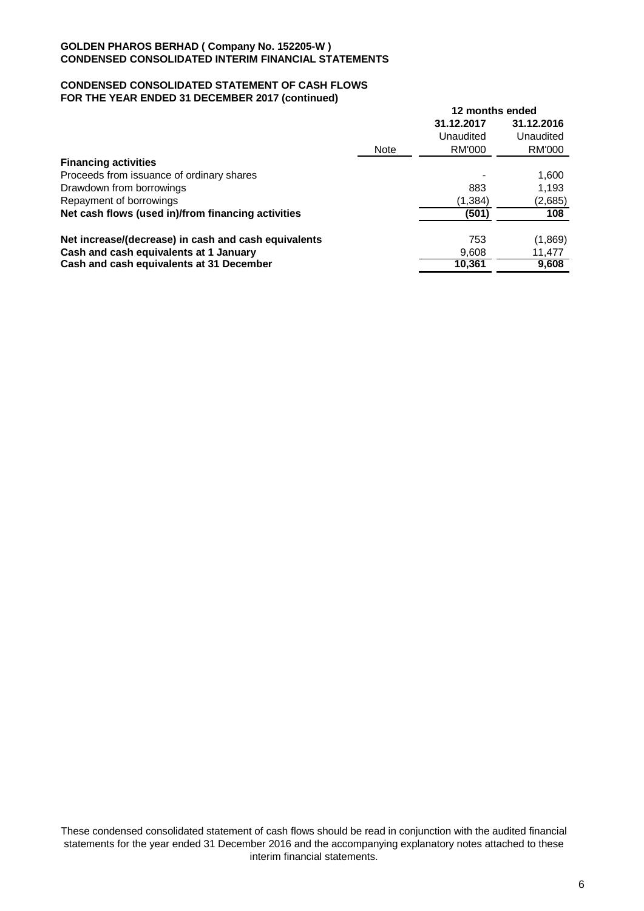**GOLDEN PHAROS BERHAD ( Company No. 152205-W )**
**CONDENSED CONSOLIDATED INTERIM FINANCIAL STATEMENTS**

## CONDENSED CONSOLIDATED STATEMENT OF CASH FLOWS
## FOR THE YEAR ENDED 31 DECEMBER 2017 (continued)

| | | 12 months ended | |
|---|---|---|---|
| | | **31.12.2017** | **31.12.2016** |
| | | Unaudited | Unaudited |
| | Note | RM'000 | RM'000 |
| **Financing activities** | | | |
| Proceeds from issuance of ordinary shares | | - | 1,600 |
| Drawdown from borrowings | | 883 | 1,193 |
| Repayment of borrowings | | (1,384) | (2,685) |
| **Net cash flows (used in)/from financing activities** | | **(501)** | **108** |
| | | | |
| **Net increase/(decrease) in cash and cash equivalents** | | 753 | (1,869) |
| **Cash and cash equivalents at 1 January** | | 9,608 | 11,477 |
| **Cash and cash equivalents at 31 December** | | **10,361** | **9,608** |

These condensed consolidated statement of cash flows should be read in conjunction with the audited financial statements for the year ended 31 December 2016 and the accompanying explanatory notes attached to these interim financial statements.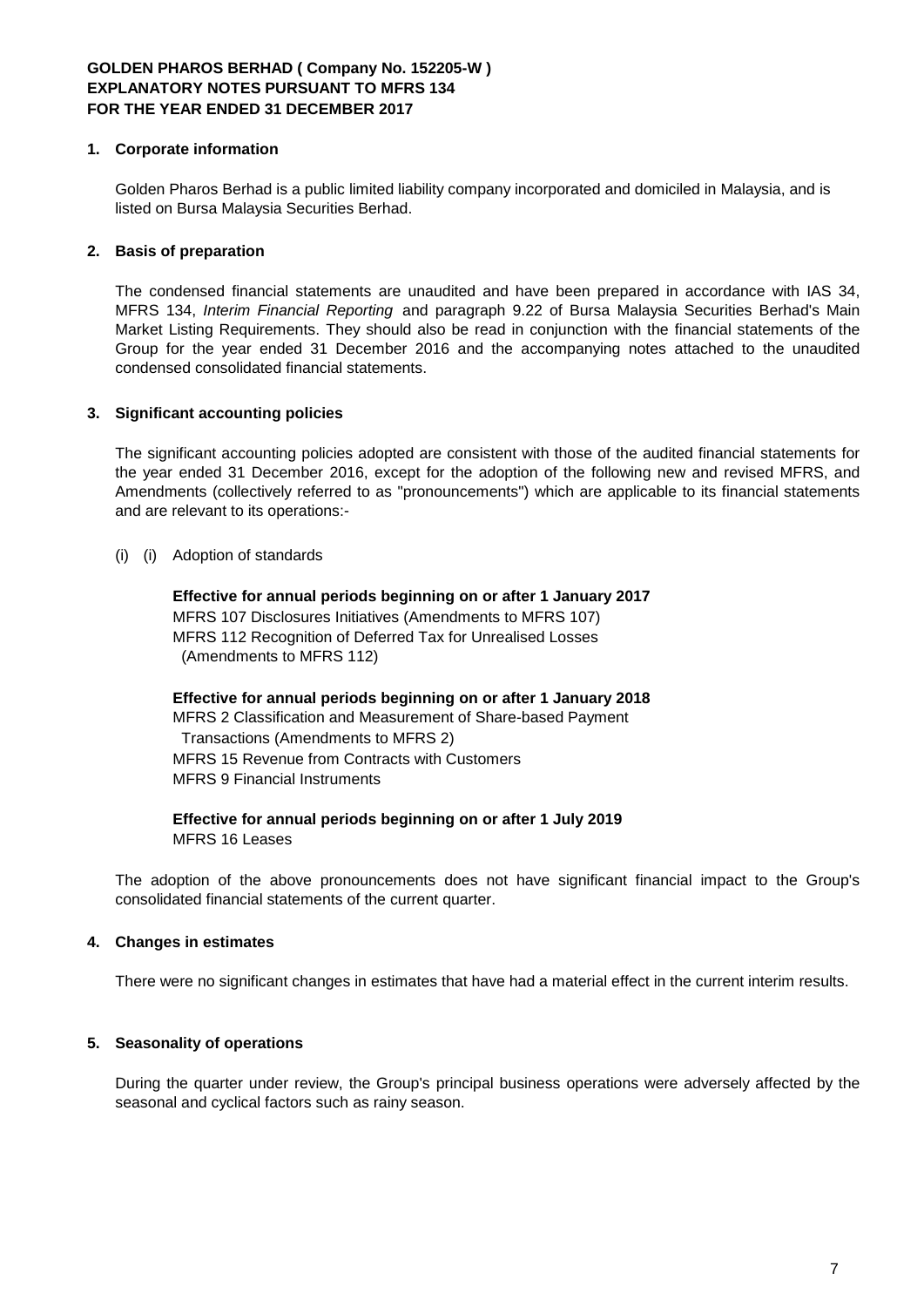**GOLDEN PHAROS BERHAD ( Company No. 152205-W )**
**EXPLANATORY NOTES PURSUANT TO MFRS 134**
**FOR THE YEAR ENDED 31 DECEMBER 2017**

**1. Corporate information**

Golden Pharos Berhad is a public limited liability company incorporated and domiciled in Malaysia, and is listed on Bursa Malaysia Securities Berhad.

**2. Basis of preparation**

The condensed financial statements are unaudited and have been prepared in accordance with IAS 34, MFRS 134, *Interim Financial Reporting* and paragraph 9.22 of Bursa Malaysia Securities Berhad's Main Market Listing Requirements. They should also be read in conjunction with the financial statements of the Group for the year ended 31 December 2016 and the accompanying notes attached to the unaudited condensed consolidated financial statements.

**3. Significant accounting policies**

The significant accounting policies adopted are consistent with those of the audited financial statements for the year ended 31 December 2016, except for the adoption of the following new and revised MFRS, and Amendments (collectively referred to as "pronouncements") which are applicable to its financial statements and are relevant to its operations:-

(i) (i) Adoption of standards

**Effective for annual periods beginning on or after 1 January 2017**
MFRS 107 Disclosures Initiatives (Amendments to MFRS 107)
MFRS 112 Recognition of Deferred Tax for Unrealised Losses (Amendments to MFRS 112)

**Effective for annual periods beginning on or after 1 January 2018**
MFRS 2 Classification and Measurement of Share-based Payment Transactions (Amendments to MFRS 2)
MFRS 15 Revenue from Contracts with Customers
MFRS 9 Financial Instruments

**Effective for annual periods beginning on or after 1 July 2019**
MFRS 16 Leases

The adoption of the above pronouncements does not have significant financial impact to the Group's consolidated financial statements of the current quarter.

**4. Changes in estimates**

There were no significant changes in estimates that have had a material effect in the current interim results.

**5. Seasonality of operations**

During the quarter under review, the Group's principal business operations were adversely affected by the seasonal and cyclical factors such as rainy season.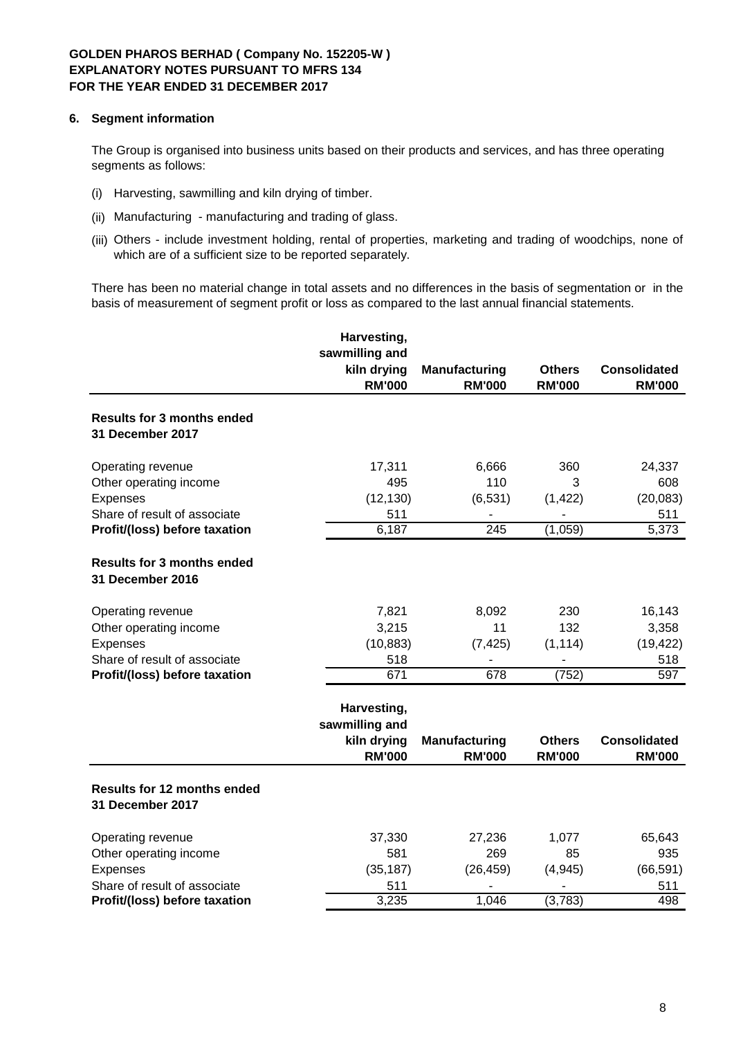**GOLDEN PHAROS BERHAD ( Company No. 152205-W )**
**EXPLANATORY NOTES PURSUANT TO MFRS 134**
**FOR THE YEAR ENDED 31 DECEMBER 2017**

## 6. Segment information

The Group is organised into business units based on their products and services, and has three operating segments as follows:

(i) Harvesting, sawmilling and kiln drying of timber.

(ii) Manufacturing - manufacturing and trading of glass.

(iii) Others - include investment holding, rental of properties, marketing and trading of woodchips, none of which are of a sufficient size to be reported separately.

There has been no material change in total assets and no differences in the basis of segmentation or in the basis of measurement of segment profit or loss as compared to the last annual financial statements.

| | Harvesting, sawmilling and kiln drying RM'000 | Manufacturing RM'000 | Others RM'000 | Consolidated RM'000 |
|---|---|---|---|---|
| **Results for 3 months ended 31 December 2017** | | | | |
| Operating revenue | 17,311 | 6,666 | 360 | 24,337 |
| Other operating income | 495 | 110 | 3 | 608 |
| Expenses | (12,130) | (6,531) | (1,422) | (20,083) |
| Share of result of associate | 511 | - | - | 511 |
| **Profit/(loss) before taxation** | 6,187 | 245 | (1,059) | 5,373 |
| **Results for 3 months ended 31 December 2016** | | | | |
| Operating revenue | 7,821 | 8,092 | 230 | 16,143 |
| Other operating income | 3,215 | 11 | 132 | 3,358 |
| Expenses | (10,883) | (7,425) | (1,114) | (19,422) |
| Share of result of associate | 518 | - | - | 518 |
| **Profit/(loss) before taxation** | 671 | 678 | (752) | 597 |

| | Harvesting, sawmilling and kiln drying RM'000 | Manufacturing RM'000 | Others RM'000 | Consolidated RM'000 |
|---|---|---|---|---|
| **Results for 12 months ended 31 December 2017** | | | | |
| Operating revenue | 37,330 | 27,236 | 1,077 | 65,643 |
| Other operating income | 581 | 269 | 85 | 935 |
| Expenses | (35,187) | (26,459) | (4,945) | (66,591) |
| Share of result of associate | 511 | - | - | 511 |
| **Profit/(loss) before taxation** | 3,235 | 1,046 | (3,783) | 498 |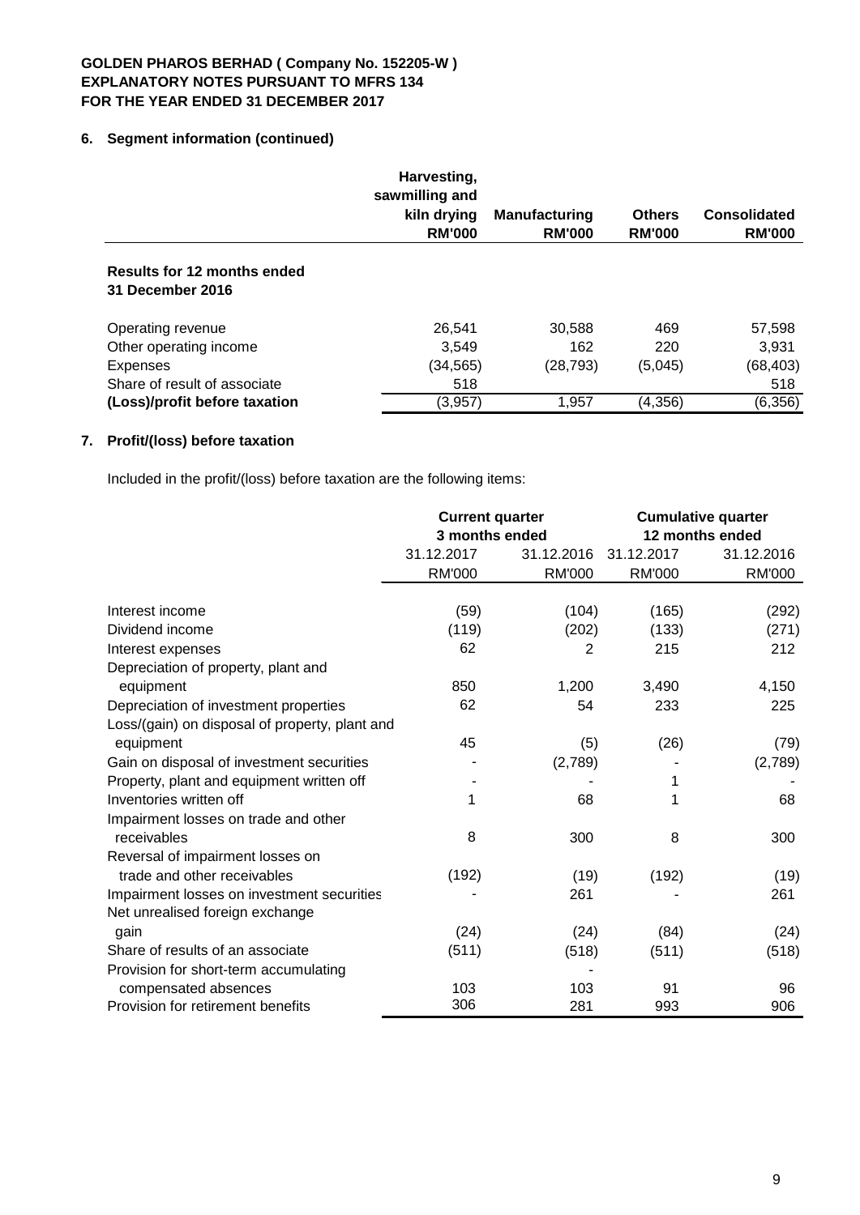**GOLDEN PHAROS BERHAD ( Company No. 152205-W )**
**EXPLANATORY NOTES PURSUANT TO MFRS 134**
**FOR THE YEAR ENDED 31 DECEMBER 2017**

## 6. Segment information (continued)

| | Harvesting, sawmilling and kiln drying RM'000 | Manufacturing RM'000 | Others RM'000 | Consolidated RM'000 |
|---|---|---|---|---|
| **Results for 12 months ended 31 December 2016** | | | | |
| Operating revenue | 26,541 | 30,588 | 469 | 57,598 |
| Other operating income | 3,549 | 162 | 220 | 3,931 |
| Expenses | (34,565) | (28,793) | (5,045) | (68,403) |
| Share of result of associate | 518 | | | 518 |
| **(Loss)/profit before taxation** | (3,957) | 1,957 | (4,356) | (6,356) |

## 7. Profit/(loss) before taxation

Included in the profit/(loss) before taxation are the following items:

| | Current quarter 3 months ended | | Cumulative quarter 12 months ended | |
|---|---|---|---|---|
| | 31.12.2017 | 31.12.2016 | 31.12.2017 | 31.12.2016 |
| | RM'000 | RM'000 | RM'000 | RM'000 |
| Interest income | (59) | (104) | (165) | (292) |
| Dividend income | (119) | (202) | (133) | (271) |
| Interest expenses | 62 | 2 | 215 | 212 |
| Depreciation of property, plant and equipment | 850 | 1,200 | 3,490 | 4,150 |
| Depreciation of investment properties | 62 | 54 | 233 | 225 |
| Loss/(gain) on disposal of property, plant and equipment | 45 | (5) | (26) | (79) |
| Gain on disposal of investment securities | - | (2,789) | - | (2,789) |
| Property, plant and equipment written off | - | - | 1 | - |
| Inventories written off | 1 | 68 | 1 | 68 |
| Impairment losses on trade and other receivables | 8 | 300 | 8 | 300 |
| Reversal of impairment losses on trade and other receivables | (192) | (19) | (192) | (19) |
| Impairment losses on investment securities | - | 261 | - | 261 |
| Net unrealised foreign exchange gain | (24) | (24) | (84) | (24) |
| Share of results of an associate | (511) | (518) | (511) | (518) |
| Provision for short-term accumulating compensated absences | 103 | 103 | 91 | 96 |
| Provision for retirement benefits | 306 | 281 | 993 | 906 |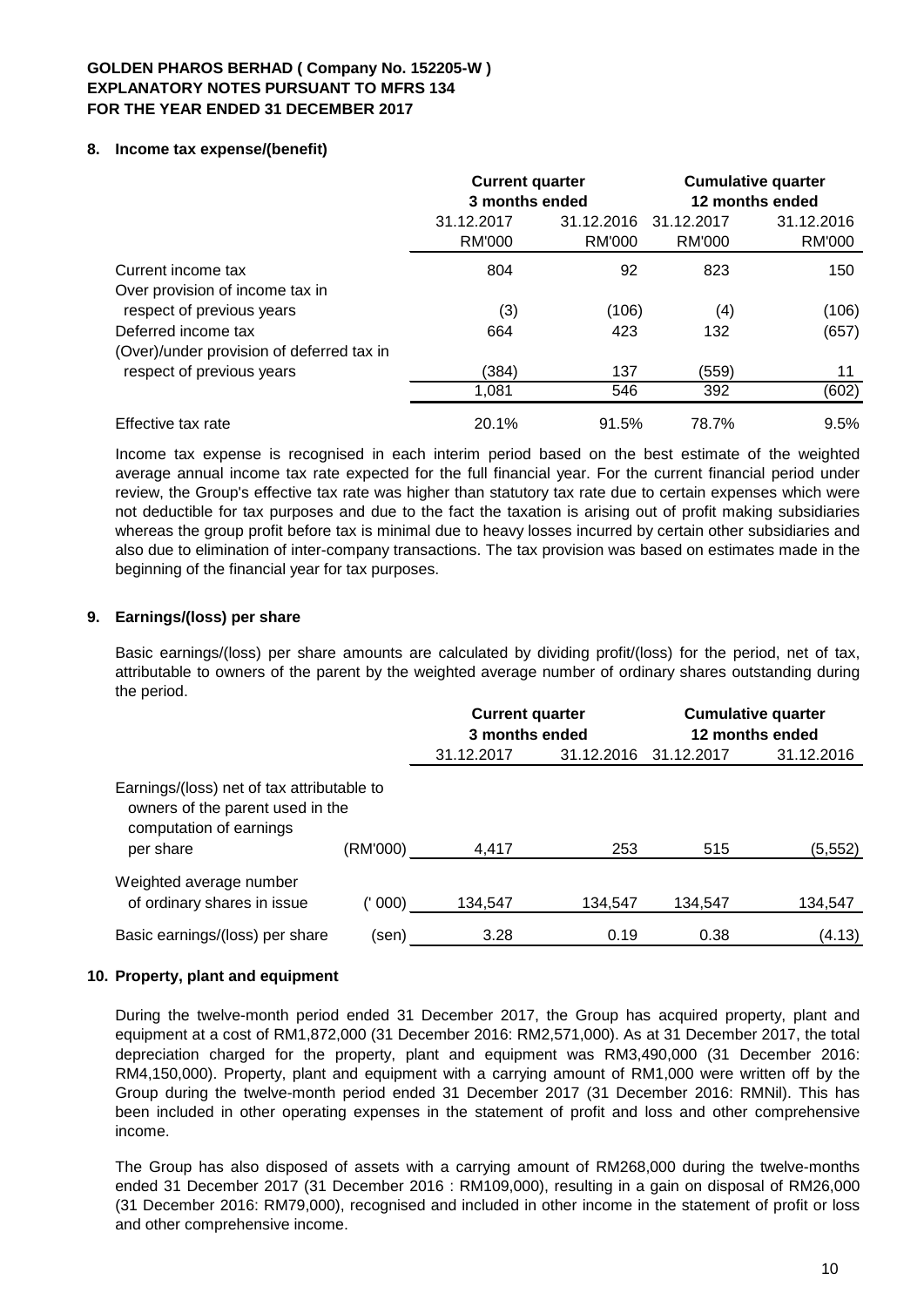**GOLDEN PHAROS BERHAD ( Company No. 152205-W )**
**EXPLANATORY NOTES PURSUANT TO MFRS 134**
**FOR THE YEAR ENDED 31 DECEMBER 2017**

## 8. Income tax expense/(benefit)

| | Current quarter 3 months ended | | Cumulative quarter 12 months ended | |
|---|---|---|---|---|
| | 31.12.2017 | 31.12.2016 | 31.12.2017 | 31.12.2016 |
| | RM'000 | RM'000 | RM'000 | RM'000 |
| Current income tax | 804 | 92 | 823 | 150 |
| Over provision of income tax in respect of previous years | (3) | (106) | (4) | (106) |
| Deferred income tax | 664 | 423 | 132 | (657) |
| (Over)/under provision of deferred tax in respect of previous years | (384) | 137 | (559) | 11 |
| | 1,081 | 546 | 392 | (602) |
| Effective tax rate | 20.1% | 91.5% | 78.7% | 9.5% |

Income tax expense is recognised in each interim period based on the best estimate of the weighted average annual income tax rate expected for the full financial year. For the current financial period under review, the Group's effective tax rate was higher than statutory tax rate due to certain expenses which were not deductible for tax purposes and due to the fact the taxation is arising out of profit making subsidiaries whereas the group profit before tax is minimal due to heavy losses incurred by certain other subsidiaries and also due to elimination of inter-company transactions. The tax provision was based on estimates made in the beginning of the financial year for tax purposes.

## 9. Earnings/(loss) per share

Basic earnings/(loss) per share amounts are calculated by dividing profit/(loss) for the period, net of tax, attributable to owners of the parent by the weighted average number of ordinary shares outstanding during the period.

| | | Current quarter 3 months ended | | Cumulative quarter 12 months ended | |
|---|---|---|---|---|---|
| | | 31.12.2017 | 31.12.2016 | 31.12.2017 | 31.12.2016 |
| Earnings/(loss) net of tax attributable to owners of the parent used in the computation of earnings per share | (RM'000) | 4,417 | 253 | 515 | (5,552) |
| Weighted average number of ordinary shares in issue | (' 000) | 134,547 | 134,547 | 134,547 | 134,547 |
| Basic earnings/(loss) per share | (sen) | 3.28 | 0.19 | 0.38 | (4.13) |

## 10. Property, plant and equipment

During the twelve-month period ended 31 December 2017, the Group has acquired property, plant and equipment at a cost of RM1,872,000 (31 December 2016: RM2,571,000). As at 31 December 2017, the total depreciation charged for the property, plant and equipment was RM3,490,000 (31 December 2016: RM4,150,000). Property, plant and equipment with a carrying amount of RM1,000 were written off by the Group during the twelve-month period ended 31 December 2017 (31 December 2016: RMNil). This has been included in other operating expenses in the statement of profit and loss and other comprehensive income.

The Group has also disposed of assets with a carrying amount of RM268,000 during the twelve-months ended 31 December 2017 (31 December 2016 : RM109,000), resulting in a gain on disposal of RM26,000 (31 December 2016: RM79,000), recognised and included in other income in the statement of profit or loss and other comprehensive income.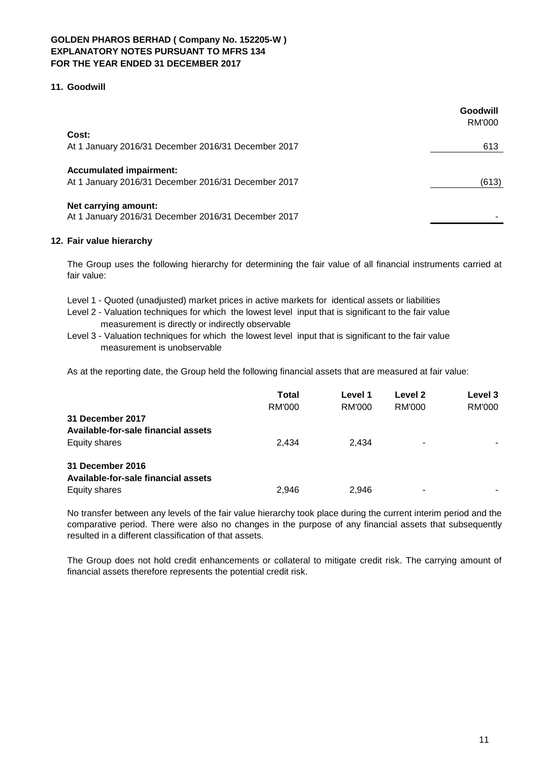**GOLDEN PHAROS BERHAD ( Company No. 152205-W )**
**EXPLANATORY NOTES PURSUANT TO MFRS 134**
**FOR THE YEAR ENDED 31 DECEMBER 2017**

## 11. Goodwill

| | **Goodwill** |
|---|---|
| | RM'000 |
| **Cost:** | |
| At 1 January 2016/31 December 2016/31 December 2017 | 613 |
| **Accumulated impairment:** | |
| At 1 January 2016/31 December 2016/31 December 2017 | (613) |
| **Net carrying amount:** | |
| At 1 January 2016/31 December 2016/31 December 2017 | - |

## 12. Fair value hierarchy

The Group uses the following hierarchy for determining the fair value of all financial instruments carried at fair value:

Level 1 - Quoted (unadjusted) market prices in active markets for identical assets or liabilities
Level 2 - Valuation techniques for which the lowest level input that is significant to the fair value measurement is directly or indirectly observable
Level 3 - Valuation techniques for which the lowest level input that is significant to the fair value measurement is unobservable

As at the reporting date, the Group held the following financial assets that are measured at fair value:

| | **Total** | **Level 1** | **Level 2** | **Level 3** |
|---|---|---|---|---|
| | RM'000 | RM'000 | RM'000 | RM'000 |
| **31 December 2017** | | | | |
| **Available-for-sale financial assets** | | | | |
| Equity shares | 2,434 | 2,434 | - | - |
| **31 December 2016** | | | | |
| **Available-for-sale financial assets** | | | | |
| Equity shares | 2,946 | 2,946 | - | - |

No transfer between any levels of the fair value hierarchy took place during the current interim period and the comparative period. There were also no changes in the purpose of any financial assets that subsequently resulted in a different classification of that assets.

The Group does not hold credit enhancements or collateral to mitigate credit risk. The carrying amount of financial assets therefore represents the potential credit risk.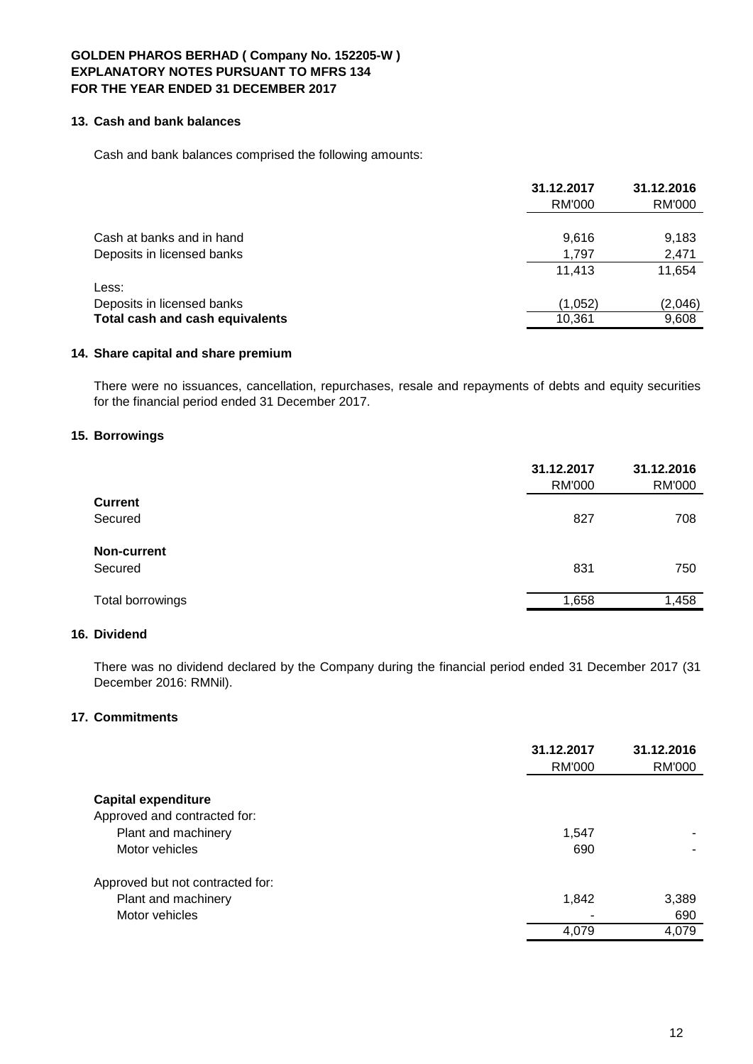**GOLDEN PHAROS BERHAD ( Company No. 152205-W )**
**EXPLANATORY NOTES PURSUANT TO MFRS 134**
**FOR THE YEAR ENDED 31 DECEMBER 2017**

## 13. Cash and bank balances

Cash and bank balances comprised the following amounts:

| | 31.12.2017 | 31.12.2016 |
|---|---|---|
| | RM'000 | RM'000 |
| Cash at banks and in hand | 9,616 | 9,183 |
| Deposits in licensed banks | 1,797 | 2,471 |
| | 11,413 | 11,654 |
| Less: | | |
| Deposits in licensed banks | (1,052) | (2,046) |
| **Total cash and cash equivalents** | 10,361 | 9,608 |

## 14. Share capital and share premium

There were no issuances, cancellation, repurchases, resale and repayments of debts and equity securities for the financial period ended 31 December 2017.

## 15. Borrowings

| | 31.12.2017 | 31.12.2016 |
|---|---|---|
| | RM'000 | RM'000 |
| **Current** | | |
| Secured | 827 | 708 |
| **Non-current** | | |
| Secured | 831 | 750 |
| Total borrowings | 1,658 | 1,458 |

## 16. Dividend

There was no dividend declared by the Company during the financial period ended 31 December 2017 (31 December 2016: RMNil).

## 17. Commitments

| | 31.12.2017 | 31.12.2016 |
|---|---|---|
| | RM'000 | RM'000 |
| **Capital expenditure** | | |
| Approved and contracted for: | | |
| Plant and machinery | 1,547 | - |
| Motor vehicles | 690 | - |
| Approved but not contracted for: | | |
| Plant and machinery | 1,842 | 3,389 |
| Motor vehicles | - | 690 |
| | 4,079 | 4,079 |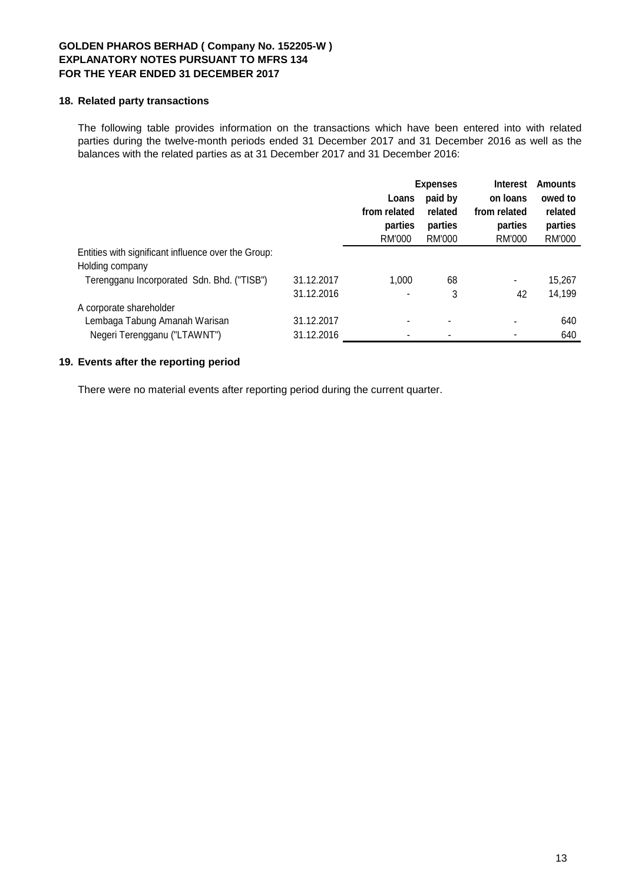**GOLDEN PHAROS BERHAD ( Company No. 152205-W )**
**EXPLANATORY NOTES PURSUANT TO MFRS 134**
**FOR THE YEAR ENDED 31 DECEMBER 2017**

## 18. Related party transactions

The following table provides information on the transactions which have been entered into with related parties during the twelve-month periods ended 31 December 2017 and 31 December 2016 as well as the balances with the related parties as at 31 December 2017 and 31 December 2016:

| | | Loans from related parties | Expenses paid by related parties | Interest on loans from related parties | Amounts owed to related parties |
|---|---|---|---|---|---|
| | | RM'000 | RM'000 | RM'000 | RM'000 |
| Entities with significant influence over the Group: | | | | | |
| Holding company | | | | | |
| Terengganu Incorporated Sdn. Bhd. ("TISB") | 31.12.2017 | 1,000 | 68 | - | 15,267 |
| | 31.12.2016 | - | 3 | 42 | 14,199 |
| A corporate shareholder | | | | | |
| Lembaga Tabung Amanah Warisan | 31.12.2017 | - | - | - | 640 |
| Negeri Terengganu ("LTAWNT") | 31.12.2016 | - | - | - | 640 |

## 19. Events after the reporting period

There were no material events after reporting period during the current quarter.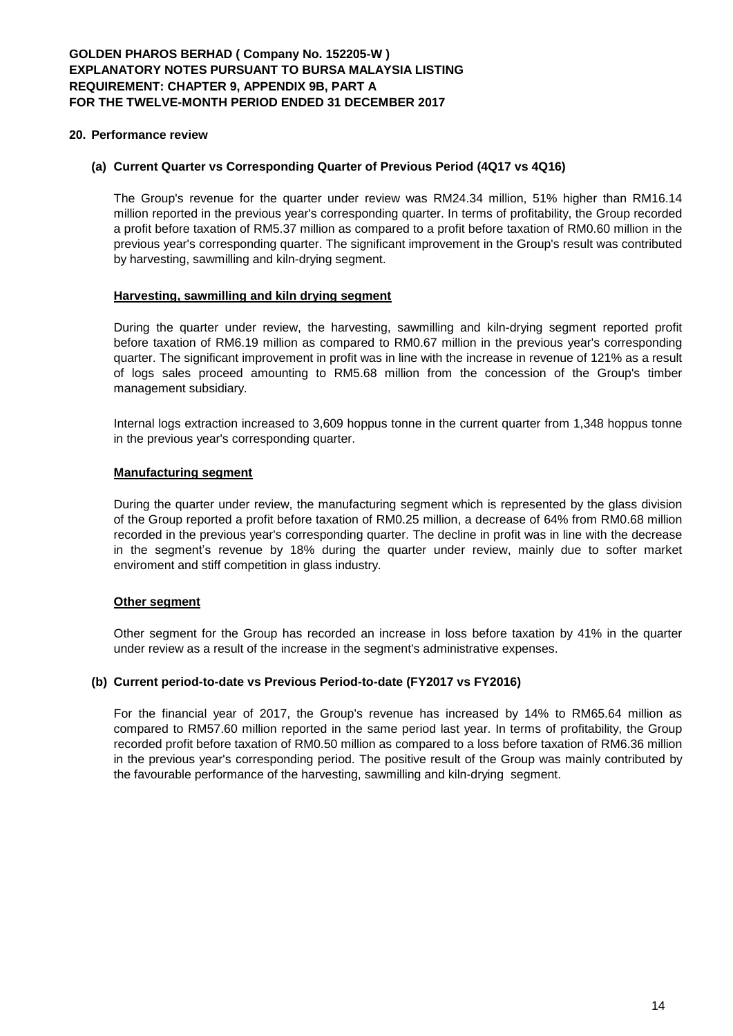## 20. Performance review

### (a) Current Quarter vs Corresponding Quarter of Previous Period (4Q17 vs 4Q16)

The Group's revenue for the quarter under review was RM24.34 million, 51% higher than RM16.14 million reported in the previous year's corresponding quarter. In terms of profitability, the Group recorded a profit before taxation of RM5.37 million as compared to a profit before taxation of RM0.60 million in the previous year's corresponding quarter. The significant improvement in the Group's result was contributed by harvesting, sawmilling and kiln-drying segment.

**Harvesting, sawmilling and kiln drying segment**

During the quarter under review, the harvesting, sawmilling and kiln-drying segment reported profit before taxation of RM6.19 million as compared to RM0.67 million in the previous year's corresponding quarter. The significant improvement in profit was in line with the increase in revenue of 121% as a result of logs sales proceed amounting to RM5.68 million from the concession of the Group's timber management subsidiary.

Internal logs extraction increased to 3,609 hoppus tonne in the current quarter from 1,348 hoppus tonne in the previous year's corresponding quarter.

**Manufacturing segment**

During the quarter under review, the manufacturing segment which is represented by the glass division of the Group reported a profit before taxation of RM0.25 million, a decrease of 64% from RM0.68 million recorded in the previous year's corresponding quarter. The decline in profit was in line with the decrease in the segment's revenue by 18% during the quarter under review, mainly due to softer market enviroment and stiff competition in glass industry.

**Other segment**

Other segment for the Group has recorded an increase in loss before taxation by 41% in the quarter under review as a result of the increase in the segment's administrative expenses.

### (b) Current period-to-date vs Previous Period-to-date (FY2017 vs FY2016)

For the financial year of 2017, the Group's revenue has increased by 14% to RM65.64 million as compared to RM57.60 million reported in the same period last year. In terms of profitability, the Group recorded profit before taxation of RM0.50 million as compared to a loss before taxation of RM6.36 million in the previous year's corresponding period. The positive result of the Group was mainly contributed by the favourable performance of the harvesting, sawmilling and kiln-drying segment.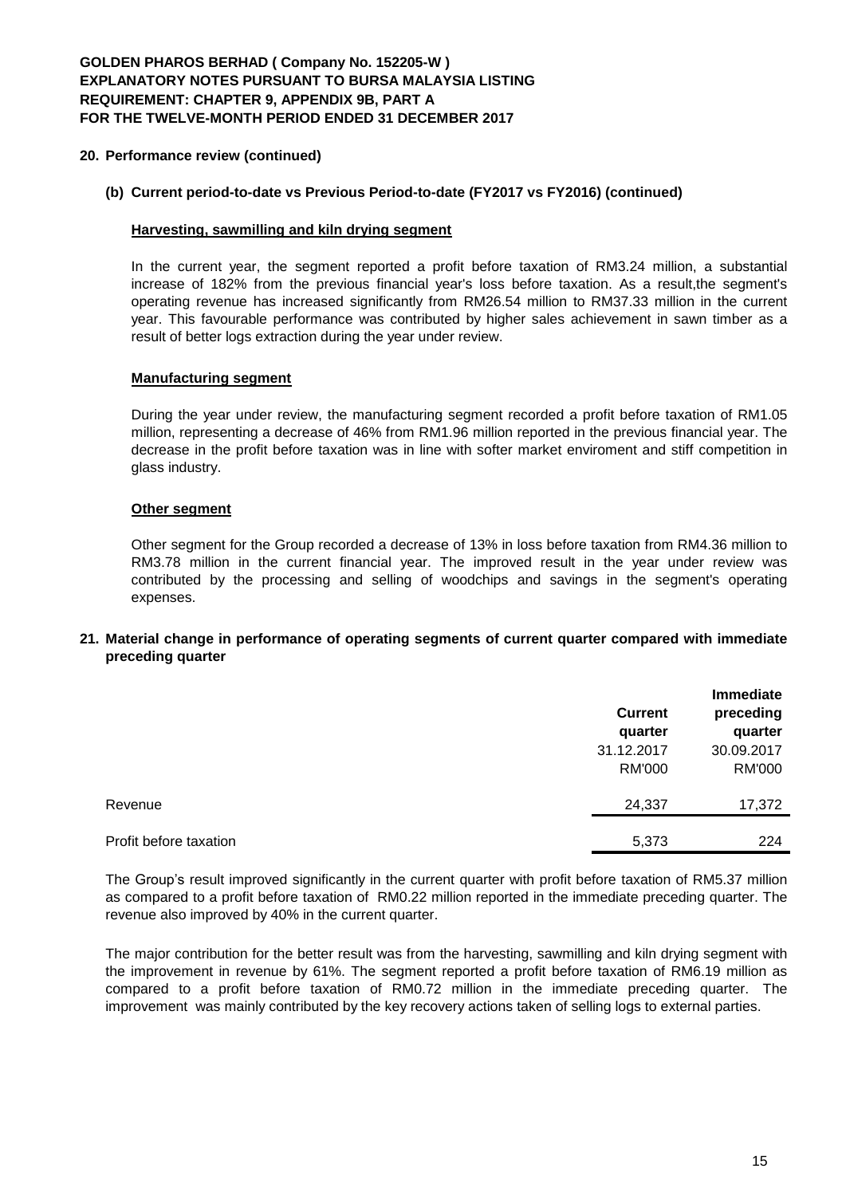## 20. Performance review (continued)

### (b) Current period-to-date vs Previous Period-to-date (FY2017 vs FY2016) (continued)

**Harvesting, sawmilling and kiln drying segment**

In the current year, the segment reported a profit before taxation of RM3.24 million, a substantial increase of 182% from the previous financial year's loss before taxation. As a result,the segment's operating revenue has increased significantly from RM26.54 million to RM37.33 million in the current year. This favourable performance was contributed by higher sales achievement in sawn timber as a result of better logs extraction during the year under review.

**Manufacturing segment**

During the year under review, the manufacturing segment recorded a profit before taxation of RM1.05 million, representing a decrease of 46% from RM1.96 million reported in the previous financial year. The decrease in the profit before taxation was in line with softer market enviroment and stiff competition in glass industry.

**Other segment**

Other segment for the Group recorded a decrease of 13% in loss before taxation from RM4.36 million to RM3.78 million in the current financial year. The improved result in the year under review was contributed by the processing and selling of woodchips and savings in the segment's operating expenses.

## 21. Material change in performance of operating segments of current quarter compared with immediate preceding quarter

| | Current quarter 31.12.2017 RM'000 | Immediate preceding quarter 30.09.2017 RM'000 |
|---|---|---|
| Revenue | 24,337 | 17,372 |
| Profit before taxation | 5,373 | 224 |

The Group's result improved significantly in the current quarter with profit before taxation of RM5.37 million as compared to a profit before taxation of RM0.22 million reported in the immediate preceding quarter. The revenue also improved by 40% in the current quarter.

The major contribution for the better result was from the harvesting, sawmilling and kiln drying segment with the improvement in revenue by 61%. The segment reported a profit before taxation of RM6.19 million as compared to a profit before taxation of RM0.72 million in the immediate preceding quarter. The improvement was mainly contributed by the key recovery actions taken of selling logs to external parties.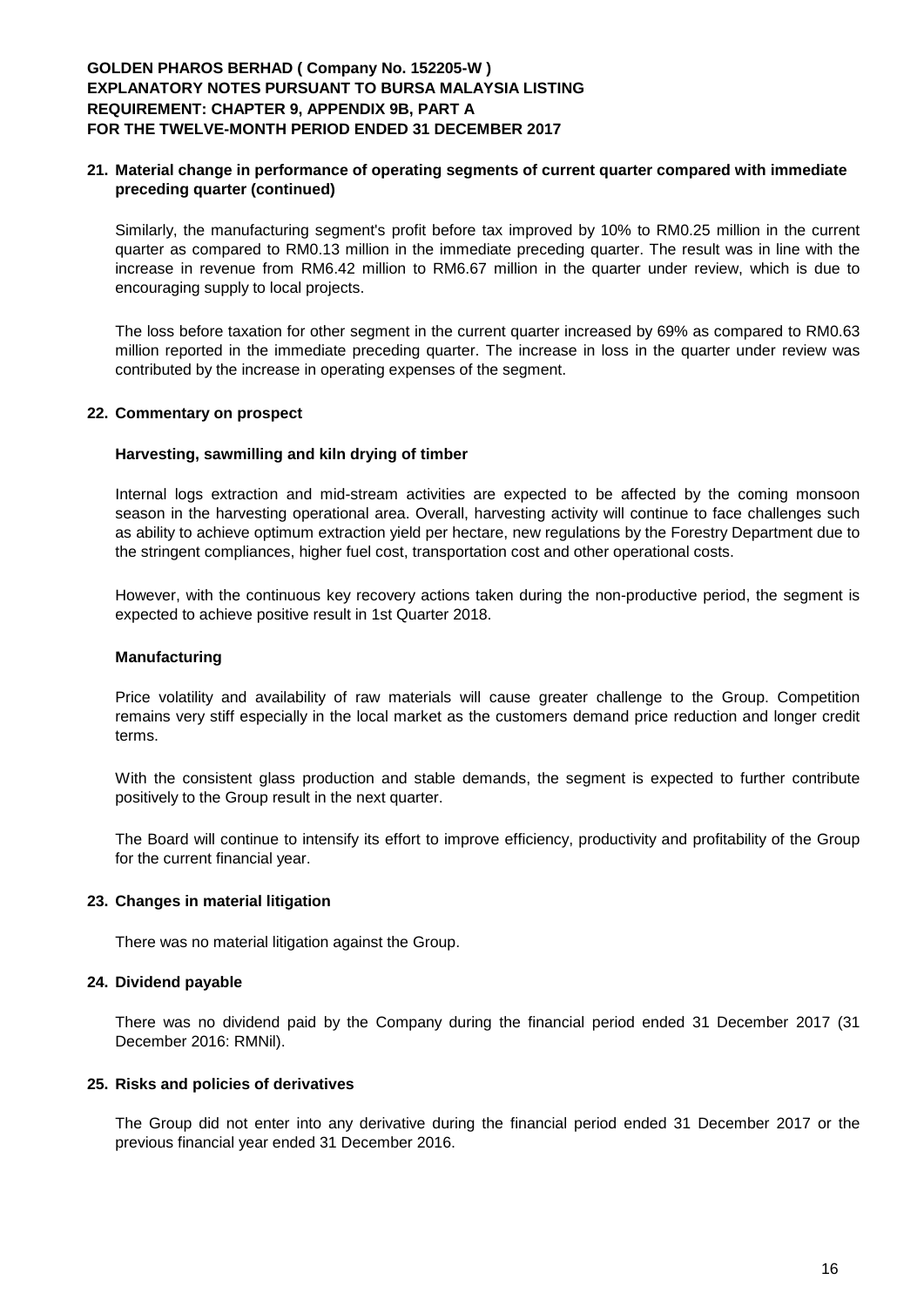**21. Material change in performance of operating segments of current quarter compared with immediate preceding quarter (continued)**

Similarly, the manufacturing segment's profit before tax improved by 10% to RM0.25 million in the current quarter as compared to RM0.13 million in the immediate preceding quarter. The result was in line with the increase in revenue from RM6.42 million to RM6.67 million in the quarter under review, which is due to encouraging supply to local projects.

The loss before taxation for other segment in the current quarter increased by 69% as compared to RM0.63 million reported in the immediate preceding quarter. The increase in loss in the quarter under review was contributed by the increase in operating expenses of the segment.

**22. Commentary on prospect**

**Harvesting, sawmilling and kiln drying of timber**

Internal logs extraction and mid-stream activities are expected to be affected by the coming monsoon season in the harvesting operational area. Overall, harvesting activity will continue to face challenges such as ability to achieve optimum extraction yield per hectare, new regulations by the Forestry Department due to the stringent compliances, higher fuel cost, transportation cost and other operational costs.

However, with the continuous key recovery actions taken during the non-productive period, the segment is expected to achieve positive result in 1st Quarter 2018.

**Manufacturing**

Price volatility and availability of raw materials will cause greater challenge to the Group. Competition remains very stiff especially in the local market as the customers demand price reduction and longer credit terms.

With the consistent glass production and stable demands, the segment is expected to further contribute positively to the Group result in the next quarter.

The Board will continue to intensify its effort to improve efficiency, productivity and profitability of the Group for the current financial year.

**23. Changes in material litigation**

There was no material litigation against the Group.

**24. Dividend payable**

There was no dividend paid by the Company during the financial period ended 31 December 2017 (31 December 2016: RMNil).

**25. Risks and policies of derivatives**

The Group did not enter into any derivative during the financial period ended 31 December 2017 or the previous financial year ended 31 December 2016.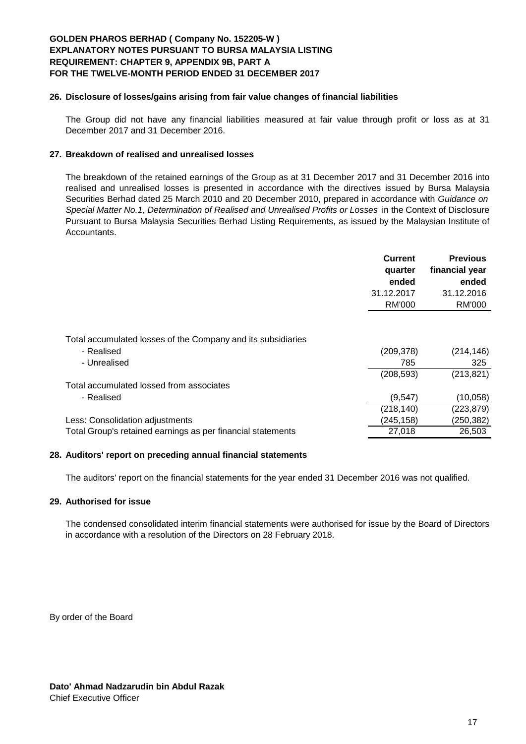**GOLDEN PHAROS BERHAD ( Company No. 152205-W )**
**EXPLANATORY NOTES PURSUANT TO BURSA MALAYSIA LISTING REQUIREMENT: CHAPTER 9, APPENDIX 9B, PART A**
**FOR THE TWELVE-MONTH PERIOD ENDED 31 DECEMBER 2017**

## 26. Disclosure of losses/gains arising from fair value changes of financial liabilities

The Group did not have any financial liabilities measured at fair value through profit or loss as at 31 December 2017 and 31 December 2016.

## 27. Breakdown of realised and unrealised losses

The breakdown of the retained earnings of the Group as at 31 December 2017 and 31 December 2016 into realised and unrealised losses is presented in accordance with the directives issued by Bursa Malaysia Securities Berhad dated 25 March 2010 and 20 December 2010, prepared in accordance with *Guidance on Special Matter No.1, Determination of Realised and Unrealised Profits or Losses* in the Context of Disclosure Pursuant to Bursa Malaysia Securities Berhad Listing Requirements, as issued by the Malaysian Institute of Accountants.

| | **Current quarter ended** 31.12.2017 RM'000 | **Previous financial year ended** 31.12.2016 RM'000 |
|---|---|---|
| Total accumulated losses of the Company and its subsidiaries | | |
| - Realised | (209,378) | (214,146) |
| - Unrealised | 785 | 325 |
| | (208,593) | (213,821) |
| Total accumulated lossed from associates | | |
| - Realised | (9,547) | (10,058) |
| | (218,140) | (223,879) |
| Less: Consolidation adjustments | (245,158) | (250,382) |
| Total Group's retained earnings as per financial statements | 27,018 | 26,503 |

## 28. Auditors' report on preceding annual financial statements

The auditors' report on the financial statements for the year ended 31 December 2016 was not qualified.

## 29. Authorised for issue

The condensed consolidated interim financial statements were authorised for issue by the Board of Directors in accordance with a resolution of the Directors on 28 February 2018.

By order of the Board

**Dato' Ahmad Nadzarudin bin Abdul Razak**
Chief Executive Officer